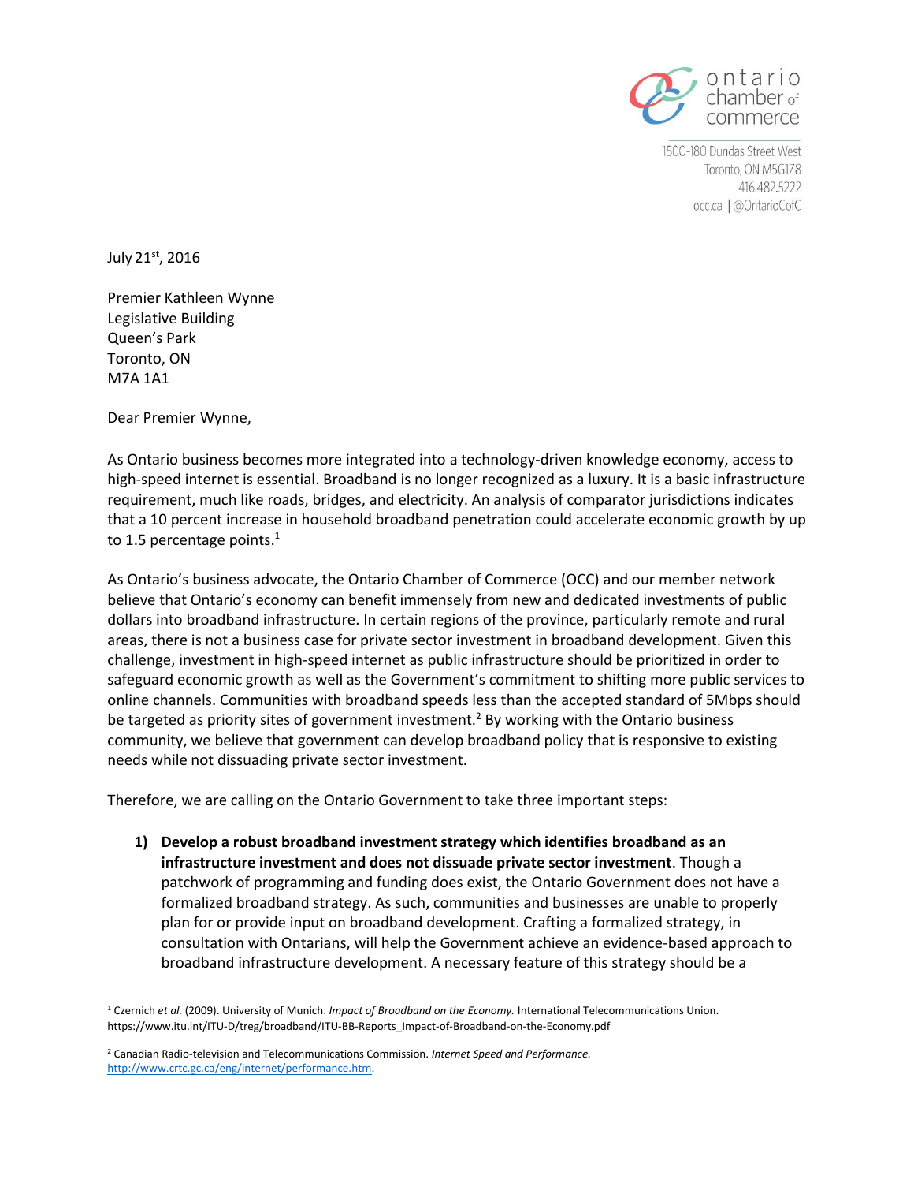ontario chamber of commerce

1500-180 Dundas Street West
Toronto, ON M5G1Z8
416.482.5222
occ.ca | @OntarioCofC

July 21st, 2016

Premier Kathleen Wynne
Legislative Building
Queen's Park
Toronto, ON
M7A 1A1

Dear Premier Wynne,

As Ontario business becomes more integrated into a technology-driven knowledge economy, access to high-speed internet is essential. Broadband is no longer recognized as a luxury. It is a basic infrastructure requirement, much like roads, bridges, and electricity. An analysis of comparator jurisdictions indicates that a 10 percent increase in household broadband penetration could accelerate economic growth by up to 1.5 percentage points.[1]

As Ontario's business advocate, the Ontario Chamber of Commerce (OCC) and our member network believe that Ontario's economy can benefit immensely from new and dedicated investments of public dollars into broadband infrastructure. In certain regions of the province, particularly remote and rural areas, there is not a business case for private sector investment in broadband development. Given this challenge, investment in high-speed internet as public infrastructure should be prioritized in order to safeguard economic growth as well as the Government's commitment to shifting more public services to online channels. Communities with broadband speeds less than the accepted standard of 5Mbps should be targeted as priority sites of government investment.[2] By working with the Ontario business community, we believe that government can develop broadband policy that is responsive to existing needs while not dissuading private sector investment.

Therefore, we are calling on the Ontario Government to take three important steps:

1) **Develop a robust broadband investment strategy which identifies broadband as an infrastructure investment and does not dissuade private sector investment**. Though a patchwork of programming and funding does exist, the Ontario Government does not have a formalized broadband strategy. As such, communities and businesses are unable to properly plan for or provide input on broadband development. Crafting a formalized strategy, in consultation with Ontarians, will help the Government achieve an evidence-based approach to broadband infrastructure development. A necessary feature of this strategy should be a

---

[1] Czernich *et al.* (2009). University of Munich. *Impact of Broadband on the Economy.* International Telecommunications Union. https://www.itu.int/ITU-D/treg/broadband/ITU-BB-Reports_Impact-of-Broadband-on-the-Economy.pdf

[2] Canadian Radio-television and Telecommunications Commission. *Internet Speed and Performance.* http://www.crtc.gc.ca/eng/internet/performance.htm.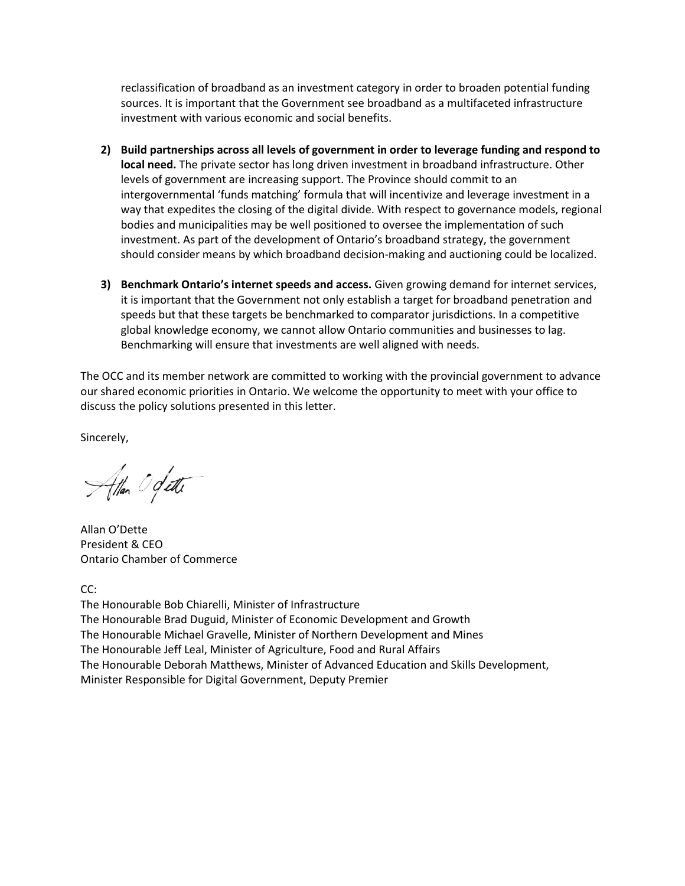reclassification of broadband as an investment category in order to broaden potential funding sources. It is important that the Government see broadband as a multifaceted infrastructure investment with various economic and social benefits.

2) **Build partnerships across all levels of government in order to leverage funding and respond to local need.** The private sector has long driven investment in broadband infrastructure. Other levels of government are increasing support. The Province should commit to an intergovernmental 'funds matching' formula that will incentivize and leverage investment in a way that expedites the closing of the digital divide. With respect to governance models, regional bodies and municipalities may be well positioned to oversee the implementation of such investment. As part of the development of Ontario's broadband strategy, the government should consider means by which broadband decision-making and auctioning could be localized.

3) **Benchmark Ontario's internet speeds and access.** Given growing demand for internet services, it is important that the Government not only establish a target for broadband penetration and speeds but that these targets be benchmarked to comparator jurisdictions. In a competitive global knowledge economy, we cannot allow Ontario communities and businesses to lag. Benchmarking will ensure that investments are well aligned with needs.

The OCC and its member network are committed to working with the provincial government to advance our shared economic priorities in Ontario. We welcome the opportunity to meet with your office to discuss the policy solutions presented in this letter.

Sincerely,

Allan O'Dette
President & CEO
Ontario Chamber of Commerce

CC:
The Honourable Bob Chiarelli, Minister of Infrastructure
The Honourable Brad Duguid, Minister of Economic Development and Growth
The Honourable Michael Gravelle, Minister of Northern Development and Mines
The Honourable Jeff Leal, Minister of Agriculture, Food and Rural Affairs
The Honourable Deborah Matthews, Minister of Advanced Education and Skills Development, Minister Responsible for Digital Government, Deputy Premier